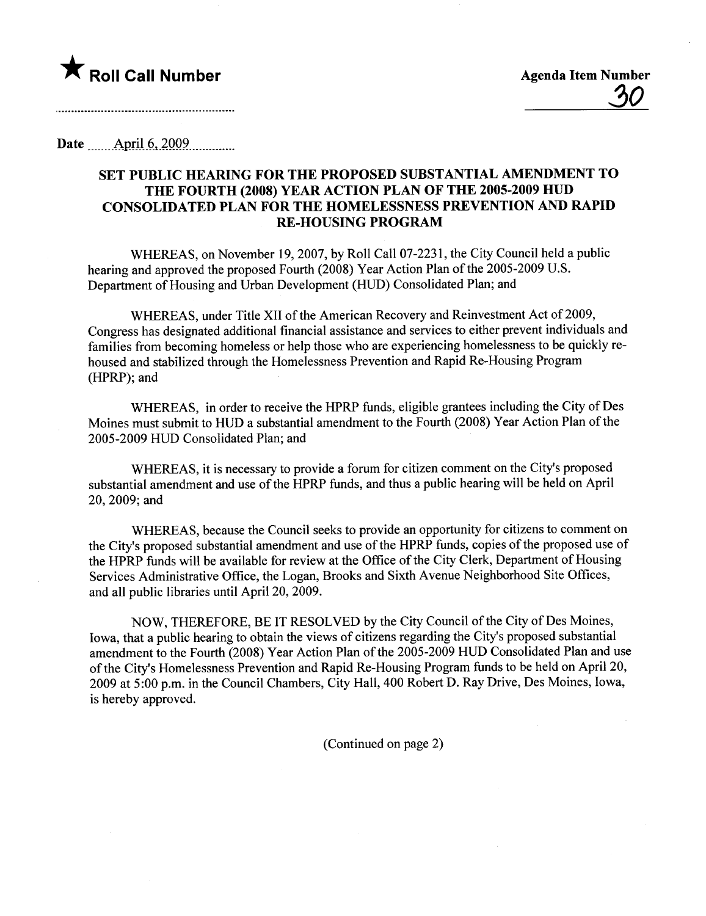★ **Roll Call Number**

**Agenda Item Number**

30

Date April 6, 2009

## SET PUBLIC HEARING FOR THE PROPOSED SUBSTANTIAL AMENDMENT TO THE FOURTH (2008) YEAR ACTION PLAN OF THE 2005-2009 HUD CONSOLIDATED PLAN FOR THE HOMELESSNESS PREVENTION AND RAPID RE-HOUSING PROGRAM

WHEREAS, on November 19, 2007, by Roll Call 07-2231, the City Council held a public hearing and approved the proposed Fourth (2008) Year Action Plan of the 2005-2009 U.S. Department of Housing and Urban Development (HUD) Consolidated Plan; and

WHEREAS, under Title XII of the American Recovery and Reinvestment Act of 2009, Congress has designated additional financial assistance and services to either prevent individuals and families from becoming homeless or help those who are experiencing homelessness to be quickly re-housed and stabilized through the Homelessness Prevention and Rapid Re-Housing Program (HPRP); and

WHEREAS, in order to receive the HPRP funds, eligible grantees including the City of Des Moines must submit to HUD a substantial amendment to the Fourth (2008) Year Action Plan of the 2005-2009 HUD Consolidated Plan; and

WHEREAS, it is necessary to provide a forum for citizen comment on the City's proposed substantial amendment and use of the HPRP funds, and thus a public hearing will be held on April 20, 2009; and

WHEREAS, because the Council seeks to provide an opportunity for citizens to comment on the City's proposed substantial amendment and use of the HPRP funds, copies of the proposed use of the HPRP funds will be available for review at the Office of the City Clerk, Department of Housing Services Administrative Office, the Logan, Brooks and Sixth Avenue Neighborhood Site Offices, and all public libraries until April 20, 2009.

NOW, THEREFORE, BE IT RESOLVED by the City Council of the City of Des Moines, Iowa, that a public hearing to obtain the views of citizens regarding the City's proposed substantial amendment to the Fourth (2008) Year Action Plan of the 2005-2009 HUD Consolidated Plan and use of the City's Homelessness Prevention and Rapid Re-Housing Program funds to be held on April 20, 2009 at 5:00 p.m. in the Council Chambers, City Hall, 400 Robert D. Ray Drive, Des Moines, Iowa, is hereby approved.

(Continued on page 2)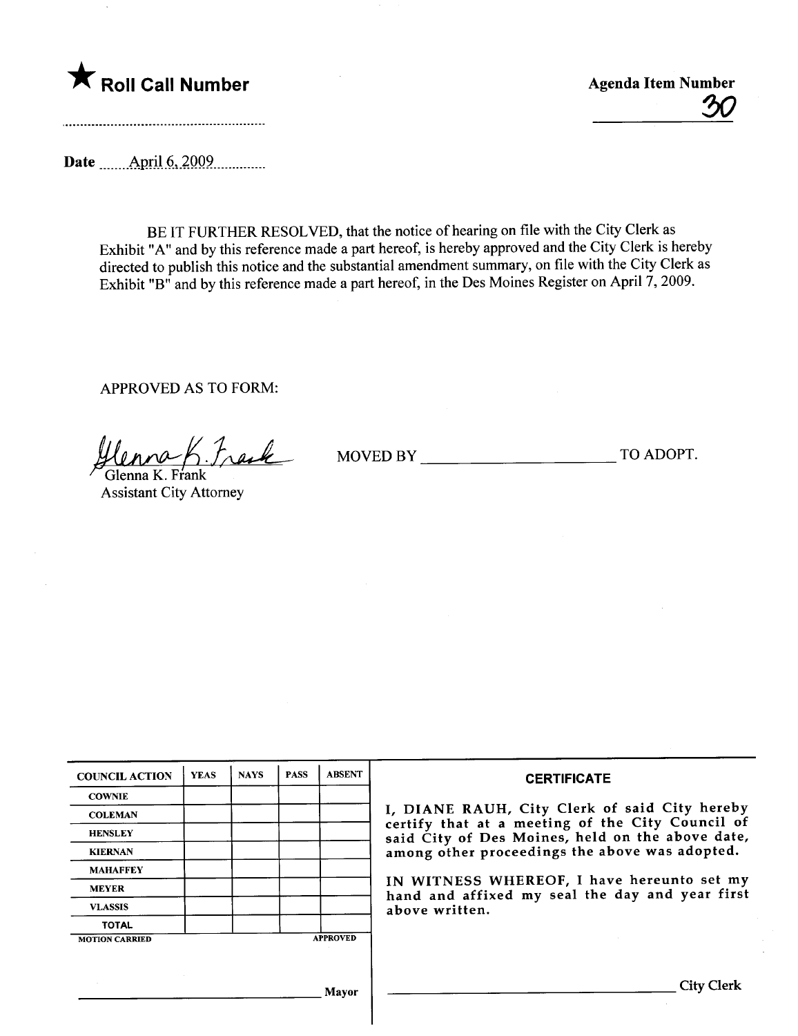★ **Roll Call Number**

**Agenda Item Number**

30

Date April 6, 2009

BE IT FURTHER RESOLVED, that the notice of hearing on file with the City Clerk as Exhibit "A" and by this reference made a part hereof, is hereby approved and the City Clerk is hereby directed to publish this notice and the substantial amendment summary, on file with the City Clerk as Exhibit "B" and by this reference made a part hereof, in the Des Moines Register on April 7, 2009.

APPROVED AS TO FORM:

Glenna K. Frank
Glenna K. Frank
Assistant City Attorney

MOVED BY ______________________ TO ADOPT.

| COUNCIL ACTION | YEAS | NAYS | PASS | ABSENT |
|---|---|---|---|---|
| COWNIE | | | | |
| COLEMAN | | | | |
| HENSLEY | | | | |
| KIERNAN | | | | |
| MAHAFFEY | | | | |
| MEYER | | | | |
| VLASSIS | | | | |
| TOTAL | | | | |
| MOTION CARRIED | | | | APPROVED |

______________________ Mayor

**CERTIFICATE**

I, DIANE RAUH, City Clerk of said City hereby certify that at a meeting of the City Council of said City of Des Moines, held on the above date, among other proceedings the above was adopted.

IN WITNESS WHEREOF, I have hereunto set my hand and affixed my seal the day and year first above written.

______________________ City Clerk